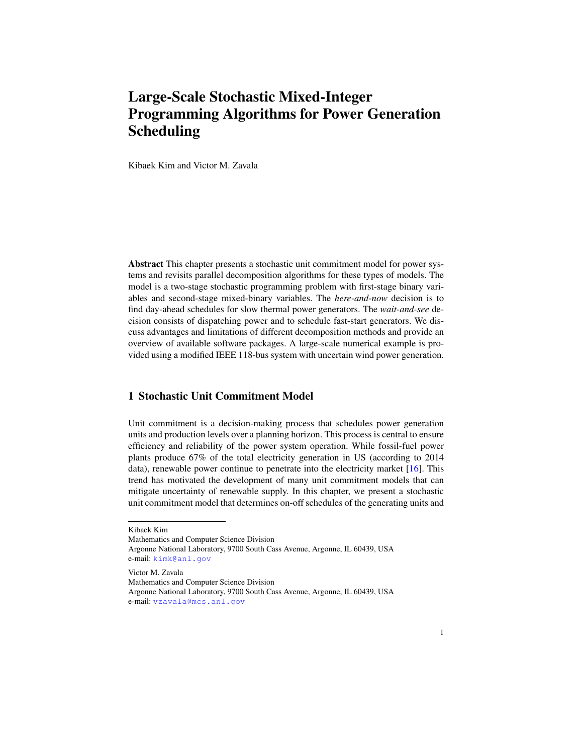# Large-Scale Stochastic Mixed-Integer Programming Algorithms for Power Generation Scheduling

Kibaek Kim and Victor M. Zavala

**Abstract** This chapter presents a stochastic unit commitment model for power systems and revisits parallel decomposition algorithms for these types of models. The model is a two-stage stochastic programming problem with first-stage binary variables and second-stage mixed-binary variables. The *here-and-now* decision is to find day-ahead schedules for slow thermal power generators. The *wait-and-see* decision consists of dispatching power and to schedule fast-start generators. We discuss advantages and limitations of different decomposition methods and provide an overview of available software packages. A large-scale numerical example is provided using a modified IEEE 118-bus system with uncertain wind power generation.

## 1 Stochastic Unit Commitment Model

Unit commitment is a decision-making process that schedules power generation units and production levels over a planning horizon. This process is central to ensure efficiency and reliability of the power system operation. While fossil-fuel power plants produce 67% of the total electricity generation in US (according to 2014 data), renewable power continue to penetrate into the electricity market [16]. This trend has motivated the development of many unit commitment models that can mitigate uncertainty of renewable supply. In this chapter, we present a stochastic unit commitment model that determines on-off schedules of the generating units and

---

Kibaek Kim
Mathematics and Computer Science Division
Argonne National Laboratory, 9700 South Cass Avenue, Argonne, IL 60439, USA
e-mail: kimk@anl.gov

Victor M. Zavala
Mathematics and Computer Science Division
Argonne National Laboratory, 9700 South Cass Avenue, Argonne, IL 60439, USA
e-mail: vzavala@mcs.anl.gov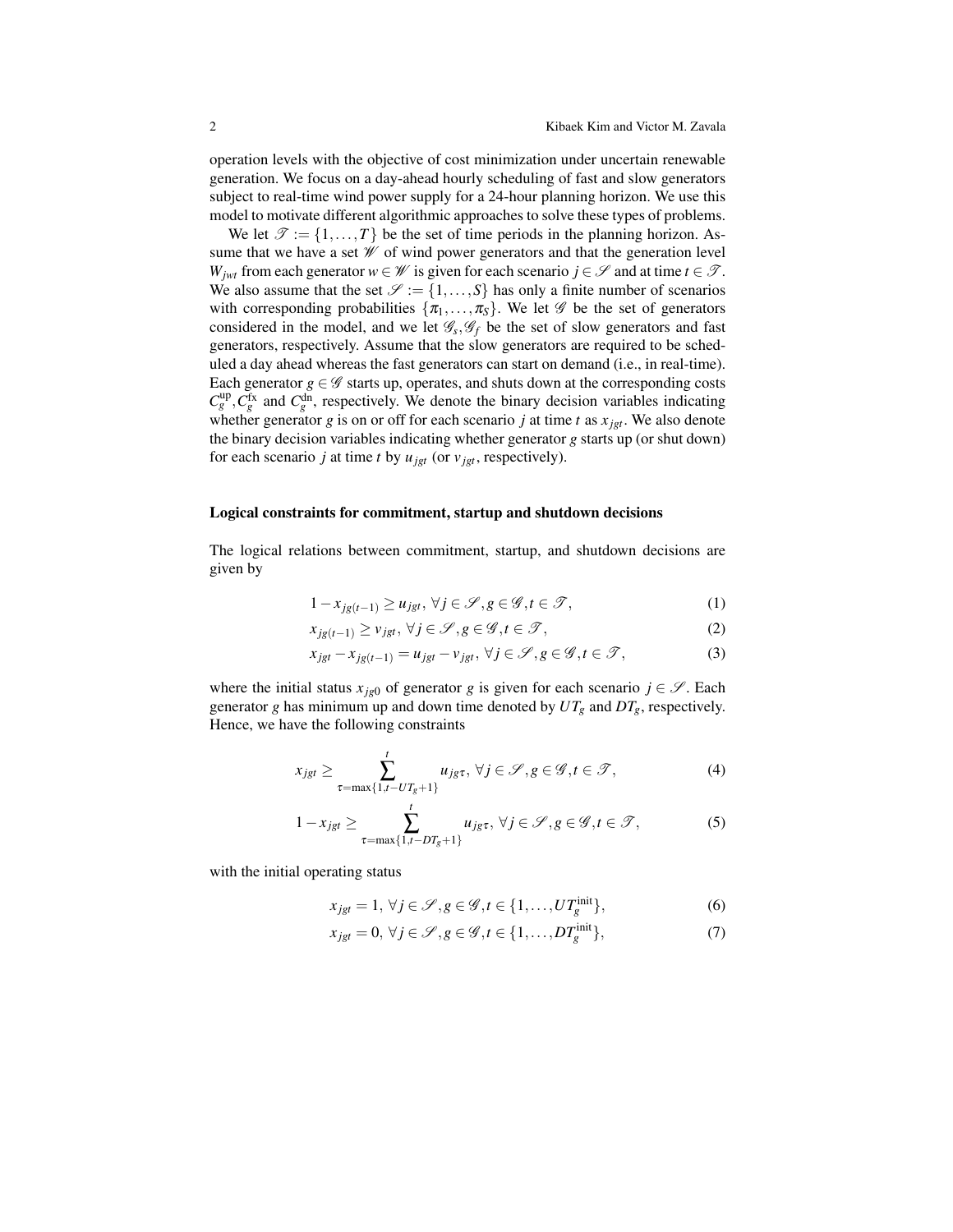operation levels with the objective of cost minimization under uncertain renewable generation. We focus on a day-ahead hourly scheduling of fast and slow generators subject to real-time wind power supply for a 24-hour planning horizon. We use this model to motivate different algorithmic approaches to solve these types of problems.

We let $\mathscr{T} := \{1,\ldots,T\}$ be the set of time periods in the planning horizon. Assume that we have a set $\mathscr{W}$ of wind power generators and that the generation level $W_{jwt}$ from each generator $w \in \mathscr{W}$ is given for each scenario $j \in \mathscr{S}$ and at time $t \in \mathscr{T}$. We also assume that the set $\mathscr{S} := \{1,\ldots,S\}$ has only a finite number of scenarios with corresponding probabilities $\{\pi_1,\ldots,\pi_S\}$. We let $\mathscr{G}$ be the set of generators considered in the model, and we let $\mathscr{G}_s, \mathscr{G}_f$ be the set of slow generators and fast generators, respectively. Assume that the slow generators are required to be scheduled a day ahead whereas the fast generators can start on demand (i.e., in real-time). Each generator $g \in \mathscr{G}$ starts up, operates, and shuts down at the corresponding costs $C_g^{\text{up}}, C_g^{\text{fx}}$ and $C_g^{\text{dn}}$, respectively. We denote the binary decision variables indicating whether generator $g$ is on or off for each scenario $j$ at time $t$ as $x_{jgt}$. We also denote the binary decision variables indicating whether generator $g$ starts up (or shut down) for each scenario $j$ at time $t$ by $u_{jgt}$ (or $v_{jgt}$, respectively).

### Logical constraints for commitment, startup and shutdown decisions

The logical relations between commitment, startup, and shutdown decisions are given by

$$1 - x_{jg(t-1)} \geq u_{jgt}, \; \forall j \in \mathscr{S}, g \in \mathscr{G}, t \in \mathscr{T}, \tag{1}$$

$$x_{jg(t-1)} \geq v_{jgt}, \; \forall j \in \mathscr{S}, g \in \mathscr{G}, t \in \mathscr{T}, \tag{2}$$

$$x_{jgt} - x_{jg(t-1)} = u_{jgt} - v_{jgt}, \; \forall j \in \mathscr{S}, g \in \mathscr{G}, t \in \mathscr{T}, \tag{3}$$

where the initial status $x_{jg0}$ of generator $g$ is given for each scenario $j \in \mathscr{S}$. Each generator $g$ has minimum up and down time denoted by $UT_g$ and $DT_g$, respectively. Hence, we have the following constraints

$$x_{jgt} \geq \sum_{\tau=\max\{1,t-UT_g+1\}}^{t} u_{jg\tau}, \; \forall j \in \mathscr{S}, g \in \mathscr{G}, t \in \mathscr{T}, \tag{4}$$

$$1 - x_{jgt} \geq \sum_{\tau=\max\{1,t-DT_g+1\}}^{t} u_{jg\tau}, \; \forall j \in \mathscr{S}, g \in \mathscr{G}, t \in \mathscr{T}, \tag{5}$$

with the initial operating status

$$x_{jgt} = 1, \; \forall j \in \mathscr{S}, g \in \mathscr{G}, t \in \{1,\ldots,UT_g^{\text{init}}\}, \tag{6}$$

$$x_{jgt} = 0, \; \forall j \in \mathscr{S}, g \in \mathscr{G}, t \in \{1,\ldots,DT_g^{\text{init}}\}, \tag{7}$$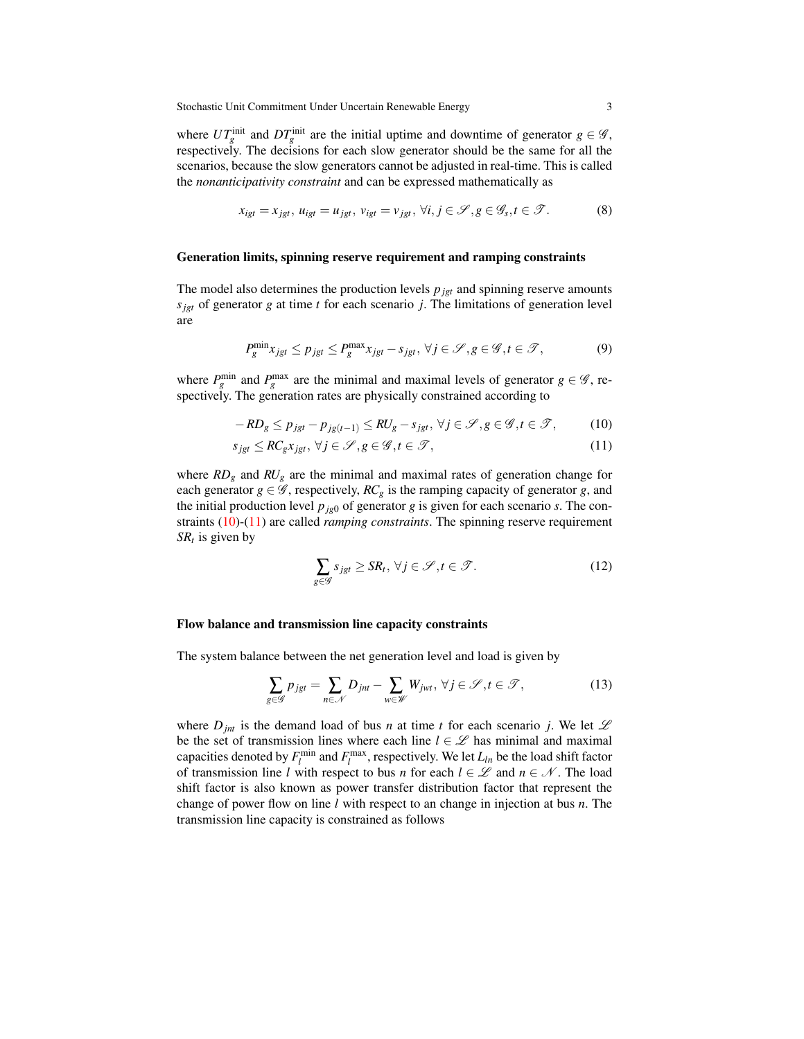where $UT_g^{\text{init}}$ and $DT_g^{\text{init}}$ are the initial uptime and downtime of generator $g \in \mathscr{G}$, respectively. The decisions for each slow generator should be the same for all the scenarios, because the slow generators cannot be adjusted in real-time. This is called the *nonanticipativity constraint* and can be expressed mathematically as

$$x_{igt} = x_{jgt},\; u_{igt} = u_{jgt},\; v_{igt} = v_{jgt},\; \forall i, j \in \mathscr{S}, g \in \mathscr{G}_s, t \in \mathscr{T}. \tag{8}$$

#### Generation limits, spinning reserve requirement and ramping constraints

The model also determines the production levels $p_{jgt}$ and spinning reserve amounts $s_{jgt}$ of generator $g$ at time $t$ for each scenario $j$. The limitations of generation level are

$$P_g^{\min} x_{jgt} \le p_{jgt} \le P_g^{\max} x_{jgt} - s_{jgt},\; \forall j \in \mathscr{S}, g \in \mathscr{G}, t \in \mathscr{T}, \tag{9}$$

where $P_g^{\min}$ and $P_g^{\max}$ are the minimal and maximal levels of generator $g \in \mathscr{G}$, respectively. The generation rates are physically constrained according to

$$-RD_g \le p_{jgt} - p_{jg(t-1)} \le RU_g - s_{jgt},\; \forall j \in \mathscr{S}, g \in \mathscr{G}, t \in \mathscr{T}, \tag{10}$$

$$s_{jgt} \le RC_g x_{jgt},\; \forall j \in \mathscr{S}, g \in \mathscr{G}, t \in \mathscr{T}, \tag{11}$$

where $RD_g$ and $RU_g$ are the minimal and maximal rates of generation change for each generator $g \in \mathscr{G}$, respectively, $RC_g$ is the ramping capacity of generator $g$, and the initial production level $p_{jg0}$ of generator $g$ is given for each scenario $s$. The constraints (10)-(11) are called *ramping constraints*. The spinning reserve requirement $SR_t$ is given by

$$\sum_{g \in \mathscr{G}} s_{jgt} \ge SR_t,\; \forall j \in \mathscr{S}, t \in \mathscr{T}. \tag{12}$$

#### Flow balance and transmission line capacity constraints

The system balance between the net generation level and load is given by

$$\sum_{g \in \mathscr{G}} p_{jgt} = \sum_{n \in \mathscr{N}} D_{jnt} - \sum_{w \in \mathscr{W}} W_{jwt},\; \forall j \in \mathscr{S}, t \in \mathscr{T}, \tag{13}$$

where $D_{jnt}$ is the demand load of bus $n$ at time $t$ for each scenario $j$. We let $\mathscr{L}$ be the set of transmission lines where each line $l \in \mathscr{L}$ has minimal and maximal capacities denoted by $F_l^{\min}$ and $F_l^{\max}$, respectively. We let $L_{ln}$ be the load shift factor of transmission line $l$ with respect to bus $n$ for each $l \in \mathscr{L}$ and $n \in \mathscr{N}$. The load shift factor is also known as power transfer distribution factor that represent the change of power flow on line $l$ with respect to an change in injection at bus $n$. The transmission line capacity is constrained as follows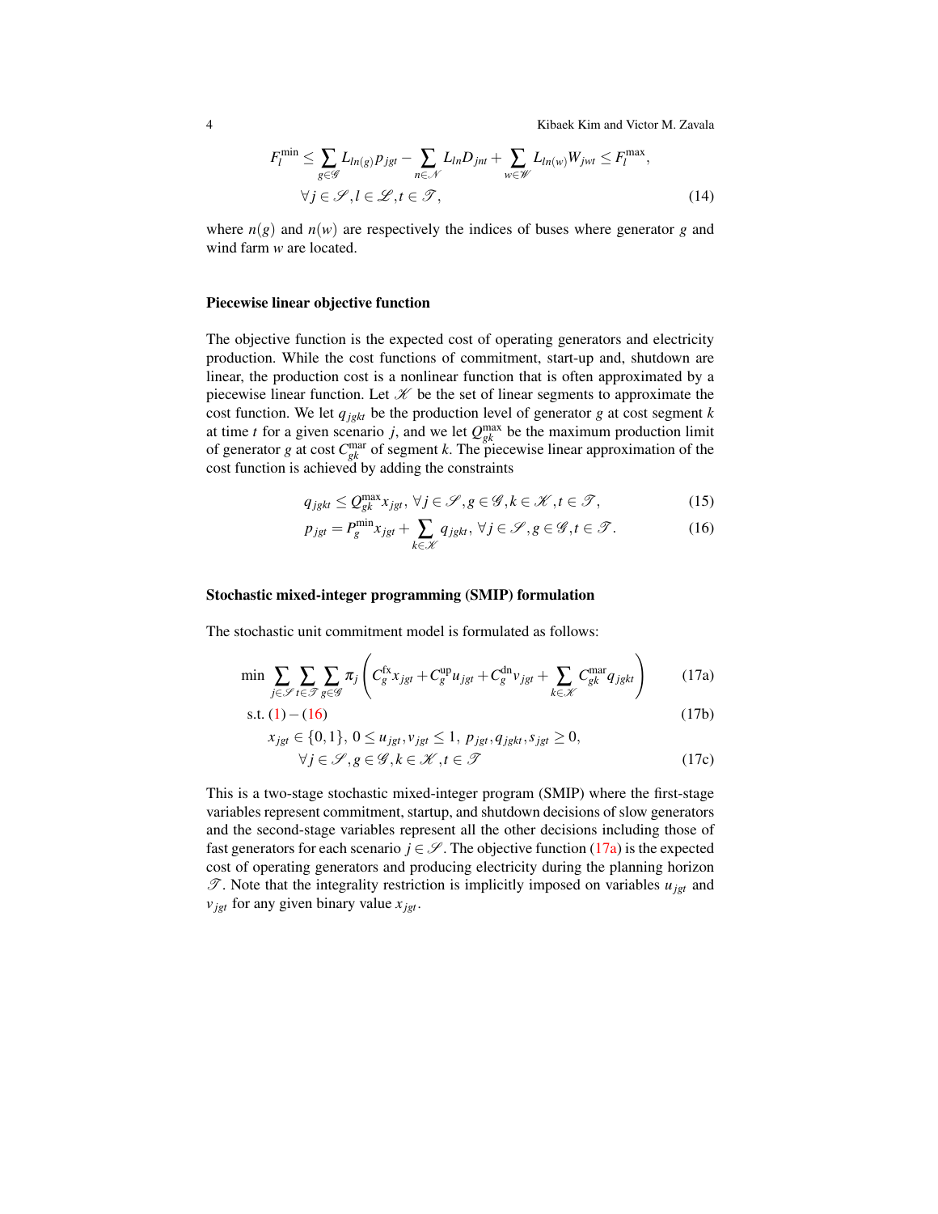$$
F_l^{\min} \le \sum_{g\in\mathscr{G}} L_{ln(g)} p_{jgt} - \sum_{n\in\mathscr{N}} L_{ln} D_{jnt} + \sum_{w\in\mathscr{W}} L_{ln(w)} W_{jwt} \le F_l^{\max},
$$
$$
\forall j \in \mathscr{S}, l \in \mathscr{L}, t \in \mathscr{T}, \tag{14}
$$

where $n(g)$ and $n(w)$ are respectively the indices of buses where generator $g$ and wind farm $w$ are located.

### Piecewise linear objective function

The objective function is the expected cost of operating generators and electricity production. While the cost functions of commitment, start-up and, shutdown are linear, the production cost is a nonlinear function that is often approximated by a piecewise linear function. Let $\mathscr{K}$ be the set of linear segments to approximate the cost function. We let $q_{jgkt}$ be the production level of generator $g$ at cost segment $k$ at time $t$ for a given scenario $j$, and we let $Q_{gk}^{\max}$ be the maximum production limit of generator $g$ at cost $C_{gk}^{\text{mar}}$ of segment $k$. The piecewise linear approximation of the cost function is achieved by adding the constraints

$$
q_{jgkt} \le Q_{gk}^{\max} x_{jgt}, \; \forall j \in \mathscr{S}, g \in \mathscr{G}, k \in \mathscr{K}, t \in \mathscr{T}, \tag{15}
$$
$$
p_{jgt} = P_g^{\min} x_{jgt} + \sum_{k\in\mathscr{K}} q_{jgkt}, \; \forall j \in \mathscr{S}, g \in \mathscr{G}, t \in \mathscr{T}. \tag{16}
$$

### Stochastic mixed-integer programming (SMIP) formulation

The stochastic unit commitment model is formulated as follows:

$$
\min \sum_{j\in\mathscr{S}} \sum_{t\in\mathscr{T}} \sum_{g\in\mathscr{G}} \pi_j \left( C_g^{\text{fx}} x_{jgt} + C_g^{\text{up}} u_{jgt} + C_g^{\text{dn}} v_{jgt} + \sum_{k\in\mathscr{K}} C_{gk}^{\text{mar}} q_{jgkt} \right) \tag{17a}
$$
$$
\text{s.t. } (1) - (16) \tag{17b}
$$
$$
x_{jgt} \in \{0,1\}, \; 0 \le u_{jgt}, v_{jgt} \le 1, \; p_{jgt}, q_{jgkt}, s_{jgt} \ge 0,
$$
$$
\forall j \in \mathscr{S}, g \in \mathscr{G}, k \in \mathscr{K}, t \in \mathscr{T} \tag{17c}
$$

This is a two-stage stochastic mixed-integer program (SMIP) where the first-stage variables represent commitment, startup, and shutdown decisions of slow generators and the second-stage variables represent all the other decisions including those of fast generators for each scenario $j \in \mathscr{S}$. The objective function (17a) is the expected cost of operating generators and producing electricity during the planning horizon $\mathscr{T}$. Note that the integrality restriction is implicitly imposed on variables $u_{jgt}$ and $v_{jgt}$ for any given binary value $x_{jgt}$.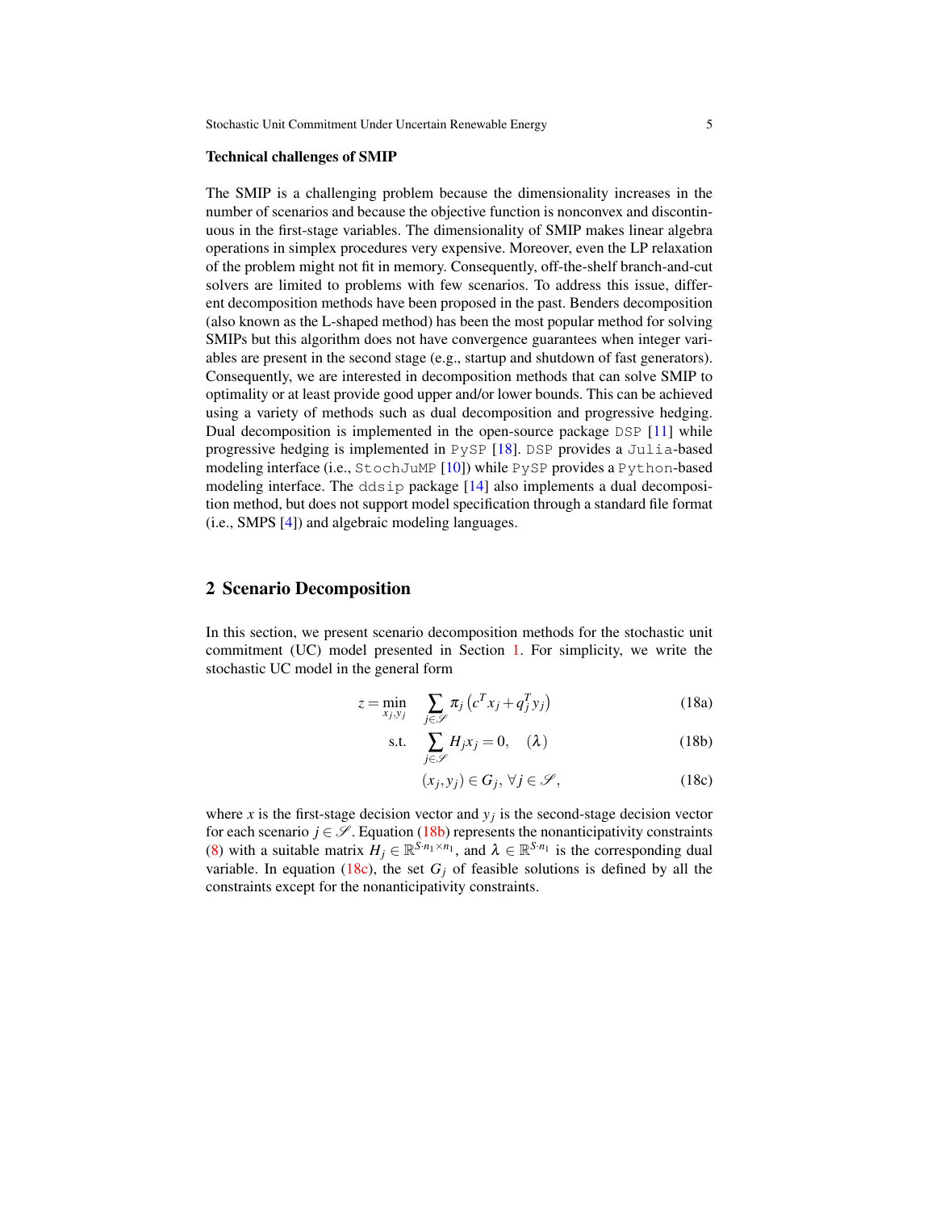**Technical challenges of SMIP**

The SMIP is a challenging problem because the dimensionality increases in the number of scenarios and because the objective function is nonconvex and discontinuous in the first-stage variables. The dimensionality of SMIP makes linear algebra operations in simplex procedures very expensive. Moreover, even the LP relaxation of the problem might not fit in memory. Consequently, off-the-shelf branch-and-cut solvers are limited to problems with few scenarios. To address this issue, different decomposition methods have been proposed in the past. Benders decomposition (also known as the L-shaped method) has been the most popular method for solving SMIPs but this algorithm does not have convergence guarantees when integer variables are present in the second stage (e.g., startup and shutdown of fast generators). Consequently, we are interested in decomposition methods that can solve SMIP to optimality or at least provide good upper and/or lower bounds. This can be achieved using a variety of methods such as dual decomposition and progressive hedging. Dual decomposition is implemented in the open-source package `DSP` [11] while progressive hedging is implemented in `PySP` [18]. `DSP` provides a `Julia`-based modeling interface (i.e., `StochJuMP` [10]) while `PySP` provides a `Python`-based modeling interface. The `ddsip` package [14] also implements a dual decomposition method, but does not support model specification through a standard file format (i.e., SMPS [4]) and algebraic modeling languages.

## 2 Scenario Decomposition

In this section, we present scenario decomposition methods for the stochastic unit commitment (UC) model presented in Section 1. For simplicity, we write the stochastic UC model in the general form

$$z = \min_{x_j, y_j} \quad \sum_{j \in \mathscr{S}} \pi_j \left( c^T x_j + q_j^T y_j \right) \tag{18a}$$

$$\text{s.t.} \quad \sum_{j \in \mathscr{S}} H_j x_j = 0, \quad (\lambda) \tag{18b}$$

$$(x_j, y_j) \in G_j, \; \forall j \in \mathscr{S}, \tag{18c}$$

where $x$ is the first-stage decision vector and $y_j$ is the second-stage decision vector for each scenario $j \in \mathscr{S}$. Equation (18b) represents the nonanticipativity constraints (8) with a suitable matrix $H_j \in \mathbb{R}^{S \cdot n_1 \times n_1}$, and $\lambda \in \mathbb{R}^{S \cdot n_1}$ is the corresponding dual variable. In equation (18c), the set $G_j$ of feasible solutions is defined by all the constraints except for the nonanticipativity constraints.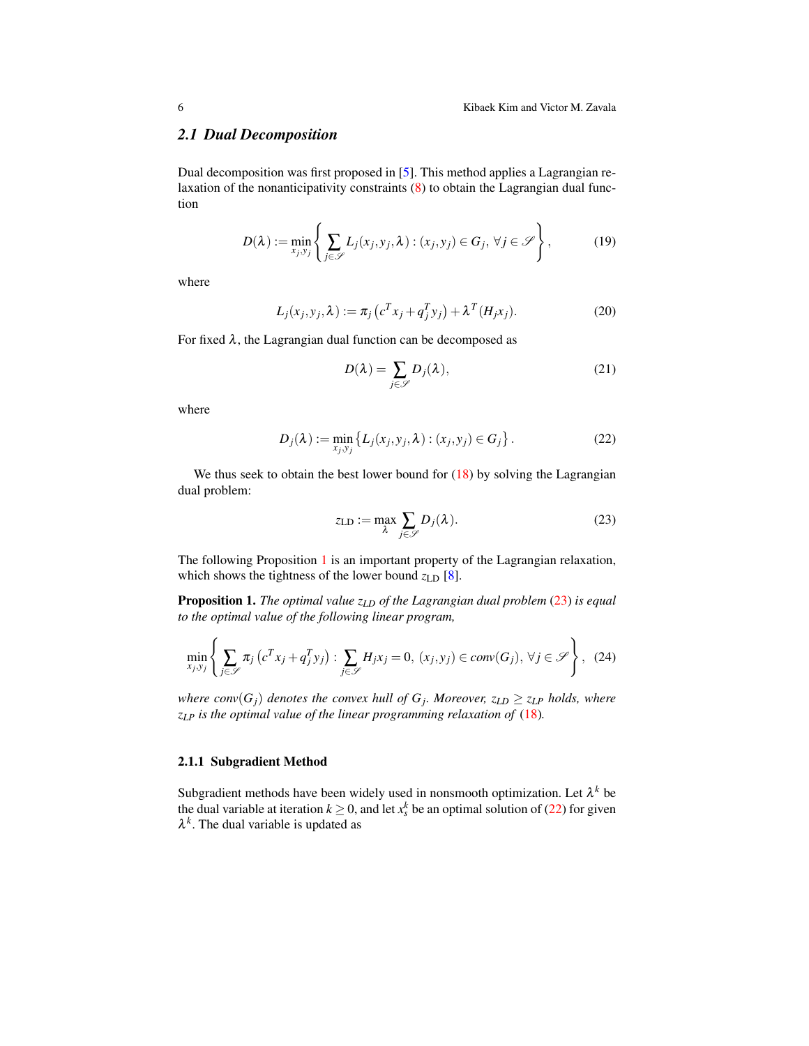## 2.1 Dual Decomposition

Dual decomposition was first proposed in [5]. This method applies a Lagrangian relaxation of the nonanticipativity constraints (8) to obtain the Lagrangian dual function

$$D(\lambda) := \min_{x_j, y_j} \left\{ \sum_{j \in \mathscr{S}} L_j(x_j, y_j, \lambda) : (x_j, y_j) \in G_j, \; \forall j \in \mathscr{S} \right\}, \tag{19}$$

where

$$L_j(x_j, y_j, \lambda) := \pi_j \left( c^T x_j + q_j^T y_j \right) + \lambda^T (H_j x_j). \tag{20}$$

For fixed $\lambda$, the Lagrangian dual function can be decomposed as

$$D(\lambda) = \sum_{j \in \mathscr{S}} D_j(\lambda), \tag{21}$$

where

$$D_j(\lambda) := \min_{x_j, y_j} \left\{ L_j(x_j, y_j, \lambda) : (x_j, y_j) \in G_j \right\}. \tag{22}$$

We thus seek to obtain the best lower bound for (18) by solving the Lagrangian dual problem:

$$z_{\mathrm{LD}} := \max_{\lambda} \sum_{j \in \mathscr{S}} D_j(\lambda). \tag{23}$$

The following Proposition 1 is an important property of the Lagrangian relaxation, which shows the tightness of the lower bound $z_{\mathrm{LD}}$ [8].

**Proposition 1.** *The optimal value $z_{LD}$ of the Lagrangian dual problem* (23) *is equal to the optimal value of the following linear program,*

$$\min_{x_j, y_j} \left\{ \sum_{j \in \mathscr{S}} \pi_j \left( c^T x_j + q_j^T y_j \right) : \sum_{j \in \mathscr{S}} H_j x_j = 0, \; (x_j, y_j) \in conv(G_j), \; \forall j \in \mathscr{S} \right\}, \tag{24}$$

*where $conv(G_j)$ denotes the convex hull of $G_j$. Moreover, $z_{LD} \geq z_{LP}$ holds, where $z_{LP}$ is the optimal value of the linear programming relaxation of* (18)*.*

### 2.1.1 Subgradient Method

Subgradient methods have been widely used in nonsmooth optimization. Let $\lambda^k$ be the dual variable at iteration $k \geq 0$, and let $x_s^k$ be an optimal solution of (22) for given $\lambda^k$. The dual variable is updated as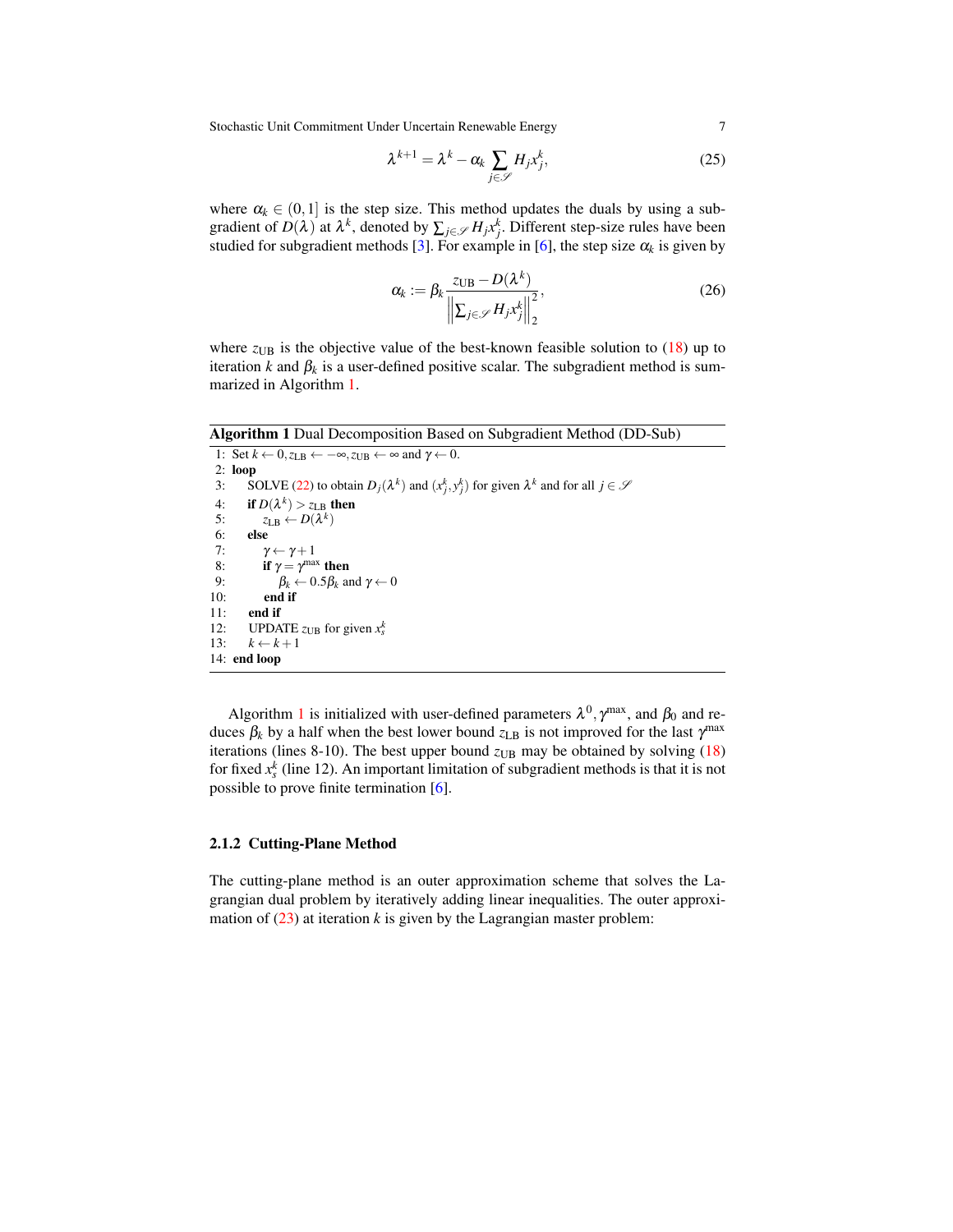$$\lambda^{k+1} = \lambda^k - \alpha_k \sum_{j \in \mathscr{S}} H_j x_j^k, \tag{25}$$

where $\alpha_k \in (0,1]$ is the step size. This method updates the duals by using a subgradient of $D(\lambda)$ at $\lambda^k$, denoted by $\sum_{j \in \mathscr{S}} H_j x_j^k$. Different step-size rules have been studied for subgradient methods [3]. For example in [6], the step size $\alpha_k$ is given by

$$\alpha_k := \beta_k \frac{z_{\text{UB}} - D(\lambda^k)}{\left\| \sum_{j \in \mathscr{S}} H_j x_j^k \right\|_2^2}, \tag{26}$$

where $z_{\text{UB}}$ is the objective value of the best-known feasible solution to (18) up to iteration $k$ and $\beta_k$ is a user-defined positive scalar. The subgradient method is summarized in Algorithm 1.

**Algorithm 1** Dual Decomposition Based on Subgradient Method (DD-Sub)

```
1:  Set k ← 0, z_LB ← −∞, z_UB ← ∞ and γ ← 0.
2:  loop
3:    SOLVE (22) to obtain D_j(λ^k) and (x_j^k, y_j^k) for given λ^k and for all j ∈ S
4:    if D(λ^k) > z_LB then
5:      z_LB ← D(λ^k)
6:    else
7:      γ ← γ + 1
8:      if γ = γ^max then
9:        β_k ← 0.5β_k and γ ← 0
10:     end if
11:   end if
12:   UPDATE z_UB for given x_s^k
13:   k ← k + 1
14: end loop
```

Algorithm 1 is initialized with user-defined parameters $\lambda^0, \gamma^{\max}$, and $\beta_0$ and reduces $\beta_k$ by a half when the best lower bound $z_{\text{LB}}$ is not improved for the last $\gamma^{\max}$ iterations (lines 8-10). The best upper bound $z_{\text{UB}}$ may be obtained by solving (18) for fixed $x_s^k$ (line 12). An important limitation of subgradient methods is that it is not possible to prove finite termination [6].

### 2.1.2 Cutting-Plane Method

The cutting-plane method is an outer approximation scheme that solves the Lagrangian dual problem by iteratively adding linear inequalities. The outer approximation of (23) at iteration $k$ is given by the Lagrangian master problem: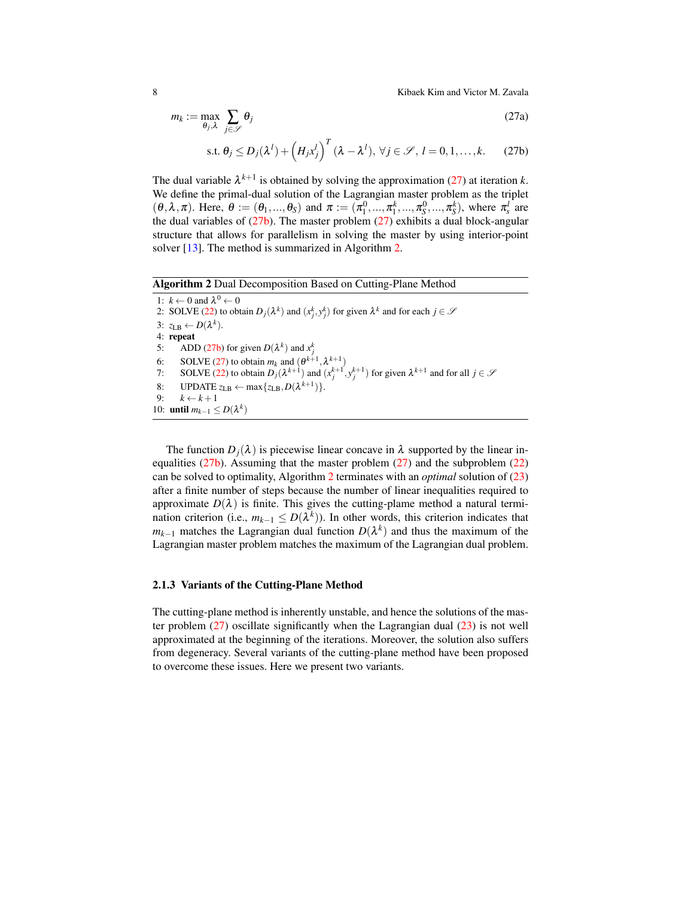$$m_k := \max_{\theta_j, \lambda} \sum_{j \in \mathscr{S}} \theta_j \tag{27a}$$

$$\text{s.t. } \theta_j \le D_j(\lambda^l) + \left(H_j x_j^l\right)^T (\lambda - \lambda^l), \; \forall j \in \mathscr{S}, \; l = 0, 1, \ldots, k. \tag{27b}$$

The dual variable $\lambda^{k+1}$ is obtained by solving the approximation (27) at iteration $k$. We define the primal-dual solution of the Lagrangian master problem as the triplet $(\theta, \lambda, \pi)$. Here, $\theta := (\theta_1, ..., \theta_S)$ and $\pi := (\pi_1^0, ..., \pi_1^k, ..., \pi_S^0, ..., \pi_S^k)$, where $\pi_s^l$ are the dual variables of (27b). The master problem (27) exhibits a dual block-angular structure that allows for parallelism in solving the master by using interior-point solver [13]. The method is summarized in Algorithm 2.

**Algorithm 2** Dual Decomposition Based on Cutting-Plane Method

```
1: k ← 0 and λ^0 ← 0
2: SOLVE (22) to obtain D_j(λ^k) and (x_j^k, y_j^k) for given λ^k and for each j ∈ S
3: z_LB ← D(λ^k).
4: repeat
5:     ADD (27b) for given D(λ^k) and x_j^k
6:     SOLVE (27) to obtain m_k and (θ^{k+1}, λ^{k+1})
7:     SOLVE (22) to obtain D_j(λ^{k+1}) and (x_j^{k+1}, y_j^{k+1}) for given λ^{k+1} and for all j ∈ S
8:     UPDATE z_LB ← max{z_LB, D(λ^{k+1})}.
9:     k ← k+1
10: until m_{k-1} ≤ D(λ^k)
```

The function $D_j(\lambda)$ is piecewise linear concave in $\lambda$ supported by the linear inequalities (27b). Assuming that the master problem (27) and the subproblem (22) can be solved to optimality, Algorithm 2 terminates with an *optimal* solution of (23) after a finite number of steps because the number of linear inequalities required to approximate $D(\lambda)$ is finite. This gives the cutting-plame method a natural termination criterion (i.e., $m_{k-1} \le D(\lambda^k)$). In other words, this criterion indicates that $m_{k-1}$ matches the Lagrangian dual function $D(\lambda^k)$ and thus the maximum of the Lagrangian master problem matches the maximum of the Lagrangian dual problem.

### 2.1.3 Variants of the Cutting-Plane Method

The cutting-plane method is inherently unstable, and hence the solutions of the master problem (27) oscillate significantly when the Lagrangian dual (23) is not well approximated at the beginning of the iterations. Moreover, the solution also suffers from degeneracy. Several variants of the cutting-plane method have been proposed to overcome these issues. Here we present two variants.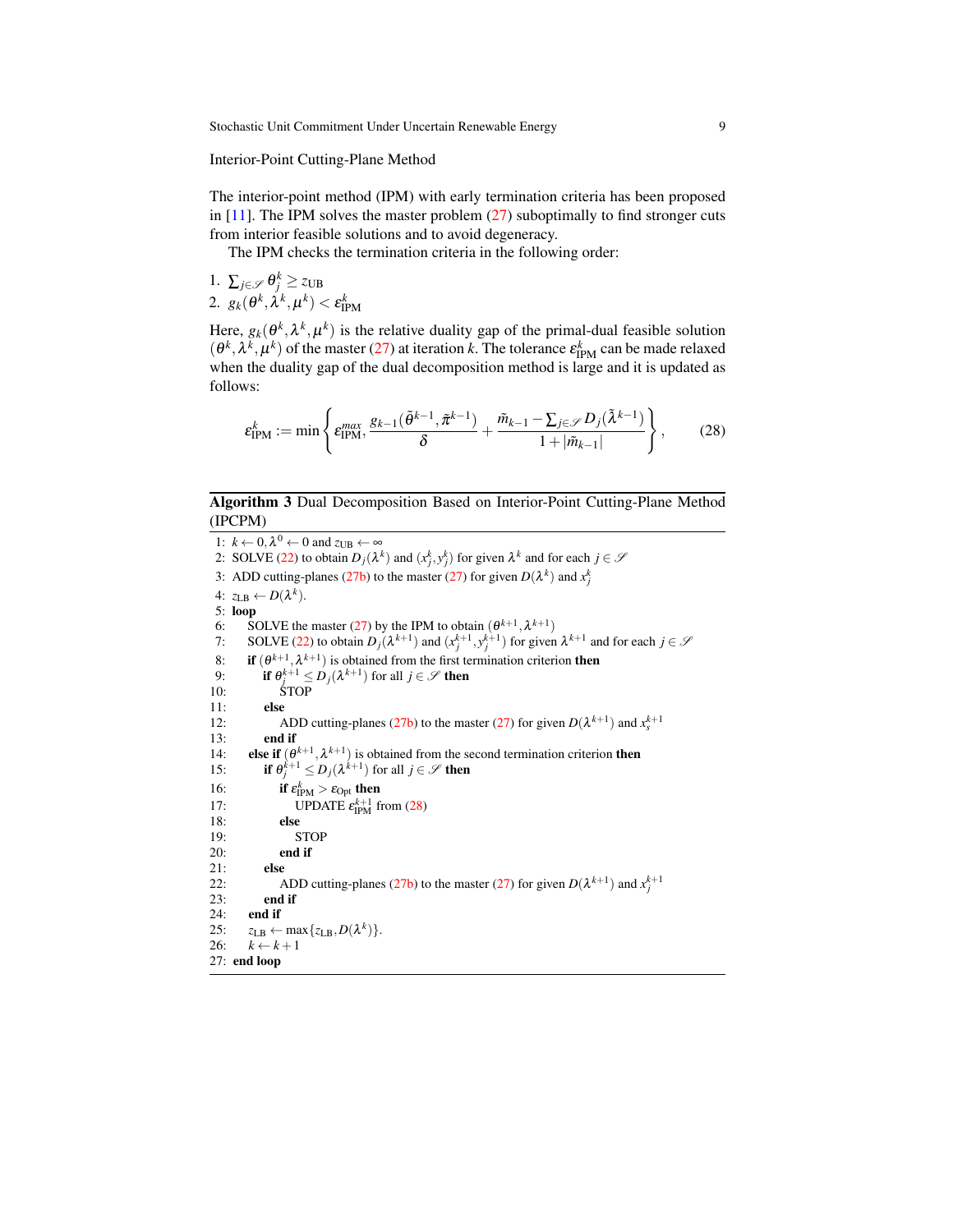Interior-Point Cutting-Plane Method

The interior-point method (IPM) with early termination criteria has been proposed in [11]. The IPM solves the master problem (27) suboptimally to find stronger cuts from interior feasible solutions and to avoid degeneracy.

The IPM checks the termination criteria in the following order:

1. $\sum_{j\in\mathscr{S}} \theta_j^k \geq z_{\text{UB}}$
2. $g_k(\theta^k, \lambda^k, \mu^k) < \varepsilon_{\text{IPM}}^k$

Here, $g_k(\theta^k, \lambda^k, \mu^k)$ is the relative duality gap of the primal-dual feasible solution $(\theta^k, \lambda^k, \mu^k)$ of the master (27) at iteration $k$. The tolerance $\varepsilon_{\text{IPM}}^k$ can be made relaxed when the duality gap of the dual decomposition method is large and it is updated as follows:

$$
\varepsilon_{\text{IPM}}^k := \min\left\{ \varepsilon_{\text{IPM}}^{max}, \frac{g_{k-1}(\tilde{\theta}^{k-1}, \tilde{\pi}^{k-1})}{\delta} + \frac{\tilde{m}_{k-1} - \sum_{j\in\mathscr{S}} D_j(\tilde{\lambda}^{k-1})}{1+|\tilde{m}_{k-1}|} \right\}, \tag{28}
$$

**Algorithm 3** Dual Decomposition Based on Interior-Point Cutting-Plane Method (IPCPM)

```
1: k ← 0, λ^0 ← 0 and z_UB ← ∞
2: SOLVE (22) to obtain D_j(λ^k) and (x_j^k, y_j^k) for given λ^k and for each j ∈ S
3: ADD cutting-planes (27b) to the master (27) for given D(λ^k) and x_j^k
4: z_LB ← D(λ^k).
5: loop
6:    SOLVE the master (27) by the IPM to obtain (θ^{k+1}, λ^{k+1})
7:    SOLVE (22) to obtain D_j(λ^{k+1}) and (x_j^{k+1}, y_j^{k+1}) for given λ^{k+1} and for each j ∈ S
8:    if (θ^{k+1}, λ^{k+1}) is obtained from the first termination criterion then
9:       if θ_j^{k+1} ≤ D_j(λ^{k+1}) for all j ∈ S then
10:         STOP
11:      else
12:         ADD cutting-planes (27b) to the master (27) for given D(λ^{k+1}) and x_s^{k+1}
13:      end if
14:   else if (θ^{k+1}, λ^{k+1}) is obtained from the second termination criterion then
15:      if θ_j^{k+1} ≤ D_j(λ^{k+1}) for all j ∈ S then
16:         if ε_IPM^k > ε_Opt then
17:            UPDATE ε_IPM^{k+1} from (28)
18:         else
19:            STOP
20:         end if
21:      else
22:         ADD cutting-planes (27b) to the master (27) for given D(λ^{k+1}) and x_j^{k+1}
23:      end if
24:   end if
25:   z_LB ← max{z_LB, D(λ^k)}.
26:   k ← k+1
27: end loop
```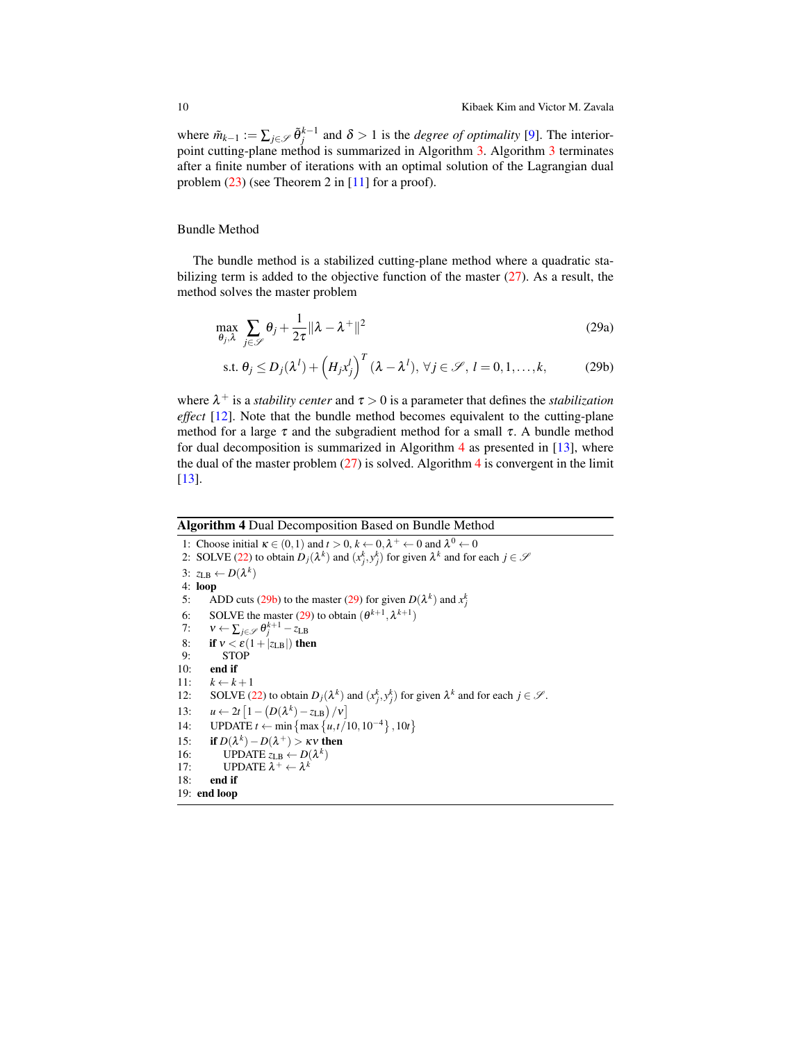where $\tilde{m}_{k-1} := \sum_{j \in \mathscr{S}} \tilde{\theta}_j^{k-1}$ and $\delta > 1$ is the *degree of optimality* [9]. The interior-point cutting-plane method is summarized in Algorithm 3. Algorithm 3 terminates after a finite number of iterations with an optimal solution of the Lagrangian dual problem (23) (see Theorem 2 in [11] for a proof).

### Bundle Method

The bundle method is a stabilized cutting-plane method where a quadratic stabilizing term is added to the objective function of the master (27). As a result, the method solves the master problem

$$\max_{\theta_j, \lambda} \sum_{j \in \mathscr{S}} \theta_j + \frac{1}{2\tau} \|\lambda - \lambda^+\|^2 \tag{29a}$$

$$\text{s.t. } \theta_j \le D_j(\lambda^l) + \left(H_j x_j^l\right)^T (\lambda - \lambda^l), \; \forall j \in \mathscr{S}, \; l = 0, 1, \ldots, k, \tag{29b}$$

where $\lambda^+$ is a *stability center* and $\tau > 0$ is a parameter that defines the *stabilization effect* [12]. Note that the bundle method becomes equivalent to the cutting-plane method for a large $\tau$ and the subgradient method for a small $\tau$. A bundle method for dual decomposition is summarized in Algorithm 4 as presented in [13], where the dual of the master problem (27) is solved. Algorithm 4 is convergent in the limit [13].

**Algorithm 4** Dual Decomposition Based on Bundle Method

```
1:  Choose initial κ ∈ (0,1) and t > 0, k ← 0, λ⁺ ← 0 and λ⁰ ← 0
2:  SOLVE (22) to obtain D_j(λ^k) and (x_j^k, y_j^k) for given λ^k and for each j ∈ S
3:  z_LB ← D(λ^k)
4:  loop
5:      ADD cuts (29b) to the master (29) for given D(λ^k) and x_j^k
6:      SOLVE the master (29) to obtain (θ^{k+1}, λ^{k+1})
7:      ν ← Σ_{j∈S} θ_j^{k+1} − z_LB
8:      if ν < ε(1 + |z_LB|) then
9:          STOP
10:     end if
11:     k ← k + 1
12:     SOLVE (22) to obtain D_j(λ^k) and (x_j^k, y_j^k) for given λ^k and for each j ∈ S.
13:     u ← 2t [1 − (D(λ^k) − z_LB) / ν]
14:     UPDATE t ← min{max{u, t/10, 10^{-4}}, 10t}
15:     if D(λ^k) − D(λ⁺) > κν then
16:         UPDATE z_LB ← D(λ^k)
17:         UPDATE λ⁺ ← λ^k
18:     end if
19: end loop
```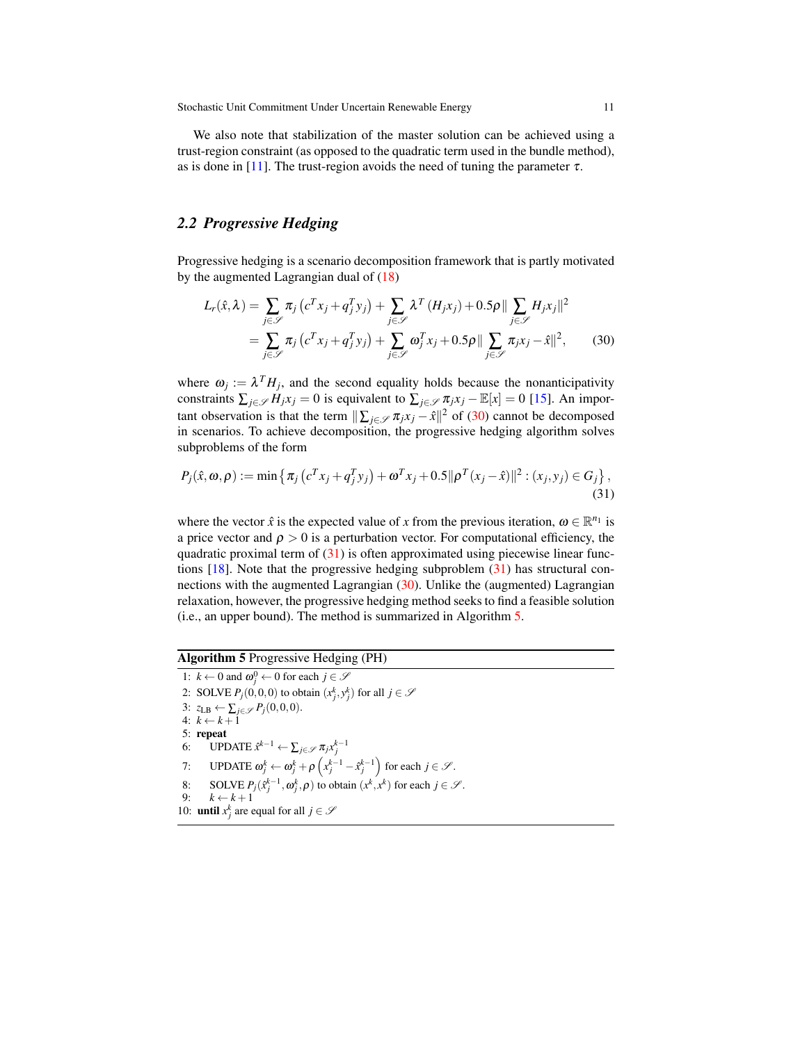We also note that stabilization of the master solution can be achieved using a trust-region constraint (as opposed to the quadratic term used in the bundle method), as is done in [11]. The trust-region avoids the need of tuning the parameter $\tau$.

## 2.2 *Progressive Hedging*

Progressive hedging is a scenario decomposition framework that is partly motivated by the augmented Lagrangian dual of (18)

$$
\begin{aligned}
L_r(\hat{x},\lambda) &= \sum_{j\in\mathscr{S}} \pi_j \left(c^T x_j + q_j^T y_j\right) + \sum_{j\in\mathscr{S}} \lambda^T \left(H_j x_j\right) + 0.5\rho \| \sum_{j\in\mathscr{S}} H_j x_j \|^2 \\
&= \sum_{j\in\mathscr{S}} \pi_j \left(c^T x_j + q_j^T y_j\right) + \sum_{j\in\mathscr{S}} \omega_j^T x_j + 0.5\rho \| \sum_{j\in\mathscr{S}} \pi_j x_j - \hat{x} \|^2,
\end{aligned} \tag{30}
$$

where $\omega_j := \lambda^T H_j$, and the second equality holds because the nonanticipativity constraints $\sum_{j\in\mathscr{S}} H_j x_j = 0$ is equivalent to $\sum_{j\in\mathscr{S}} \pi_j x_j - \mathbb{E}[x] = 0$ [15]. An important observation is that the term $\|\sum_{j\in\mathscr{S}} \pi_j x_j - \hat{x}\|^2$ of (30) cannot be decomposed in scenarios. To achieve decomposition, the progressive hedging algorithm solves subproblems of the form

$$
P_j(\hat{x},\omega,\rho) := \min \left\{ \pi_j \left(c^T x_j + q_j^T y_j\right) + \omega^T x_j + 0.5\|\rho^T (x_j - \hat{x})\|^2 : (x_j, y_j) \in G_j \right\}, \tag{31}
$$

where the vector $\hat{x}$ is the expected value of $x$ from the previous iteration, $\omega \in \mathbb{R}^{n_1}$ is a price vector and $\rho > 0$ is a perturbation vector. For computational efficiency, the quadratic proximal term of (31) is often approximated using piecewise linear functions [18]. Note that the progressive hedging subproblem (31) has structural connections with the augmented Lagrangian (30). Unlike the (augmented) Lagrangian relaxation, however, the progressive hedging method seeks to find a feasible solution (i.e., an upper bound). The method is summarized in Algorithm 5.

**Algorithm 5** Progressive Hedging (PH)

```
1: k ← 0 and ω_j^0 ← 0 for each j ∈ 𝒮
2: SOLVE P_j(0,0,0) to obtain (x_j^k, y_j^k) for all j ∈ 𝒮
3: z_LB ← ∑_{j∈𝒮} P_j(0,0,0).
4: k ← k+1
5: repeat
6:     UPDATE x̂^{k-1} ← ∑_{j∈𝒮} π_j x_j^{k-1}
7:     UPDATE ω_j^k ← ω_j^k + ρ (x_j^{k-1} − x̂_j^{k-1}) for each j ∈ 𝒮.
8:     SOLVE P_j(x̂_j^{k-1}, ω_j^k, ρ) to obtain (x^k, x^k) for each j ∈ 𝒮.
9:     k ← k+1
10: until x_j^k are equal for all j ∈ 𝒮
```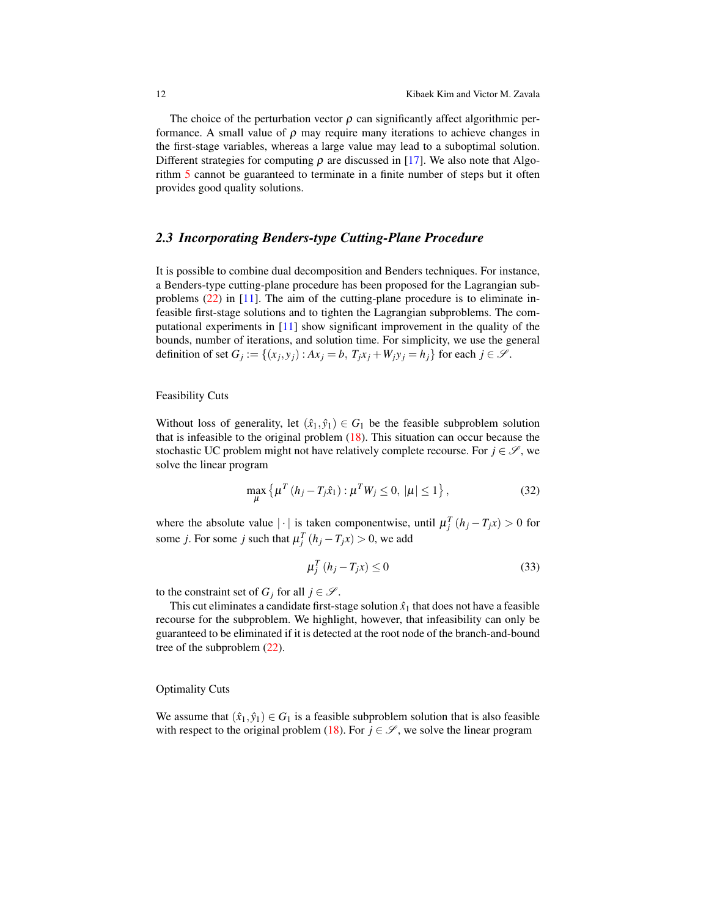The choice of the perturbation vector $\rho$ can significantly affect algorithmic performance. A small value of $\rho$ may require many iterations to achieve changes in the first-stage variables, whereas a large value may lead to a suboptimal solution. Different strategies for computing $\rho$ are discussed in [17]. We also note that Algorithm 5 cannot be guaranteed to terminate in a finite number of steps but it often provides good quality solutions.

### 2.3 Incorporating Benders-type Cutting-Plane Procedure

It is possible to combine dual decomposition and Benders techniques. For instance, a Benders-type cutting-plane procedure has been proposed for the Lagrangian subproblems (22) in [11]. The aim of the cutting-plane procedure is to eliminate infeasible first-stage solutions and to tighten the Lagrangian subproblems. The computational experiments in [11] show significant improvement in the quality of the bounds, number of iterations, and solution time. For simplicity, we use the general definition of set $G_j := \{(x_j, y_j) : Ax_j = b,\; T_j x_j + W_j y_j = h_j\}$ for each $j \in \mathscr{S}$.

#### Feasibility Cuts

Without loss of generality, let $(\hat{x}_1, \hat{y}_1) \in G_1$ be the feasible subproblem solution that is infeasible to the original problem (18). This situation can occur because the stochastic UC problem might not have relatively complete recourse. For $j \in \mathscr{S}$, we solve the linear program

$$\max_{\mu} \left\{ \mu^T \left(h_j - T_j \hat{x}_1\right) : \mu^T W_j \le 0,\; |\mu| \le 1 \right\}, \tag{32}$$

where the absolute value $|\cdot|$ is taken componentwise, until $\mu_j^T \left(h_j - T_j x\right) > 0$ for some $j$. For some $j$ such that $\mu_j^T \left(h_j - T_j x\right) > 0$, we add

$$\mu_j^T \left(h_j - T_j x\right) \le 0 \tag{33}$$

to the constraint set of $G_j$ for all $j \in \mathscr{S}$.

This cut eliminates a candidate first-stage solution $\hat{x}_1$ that does not have a feasible recourse for the subproblem. We highlight, however, that infeasibility can only be guaranteed to be eliminated if it is detected at the root node of the branch-and-bound tree of the subproblem (22).

#### Optimality Cuts

We assume that $(\hat{x}_1, \hat{y}_1) \in G_1$ is a feasible subproblem solution that is also feasible with respect to the original problem (18). For $j \in \mathscr{S}$, we solve the linear program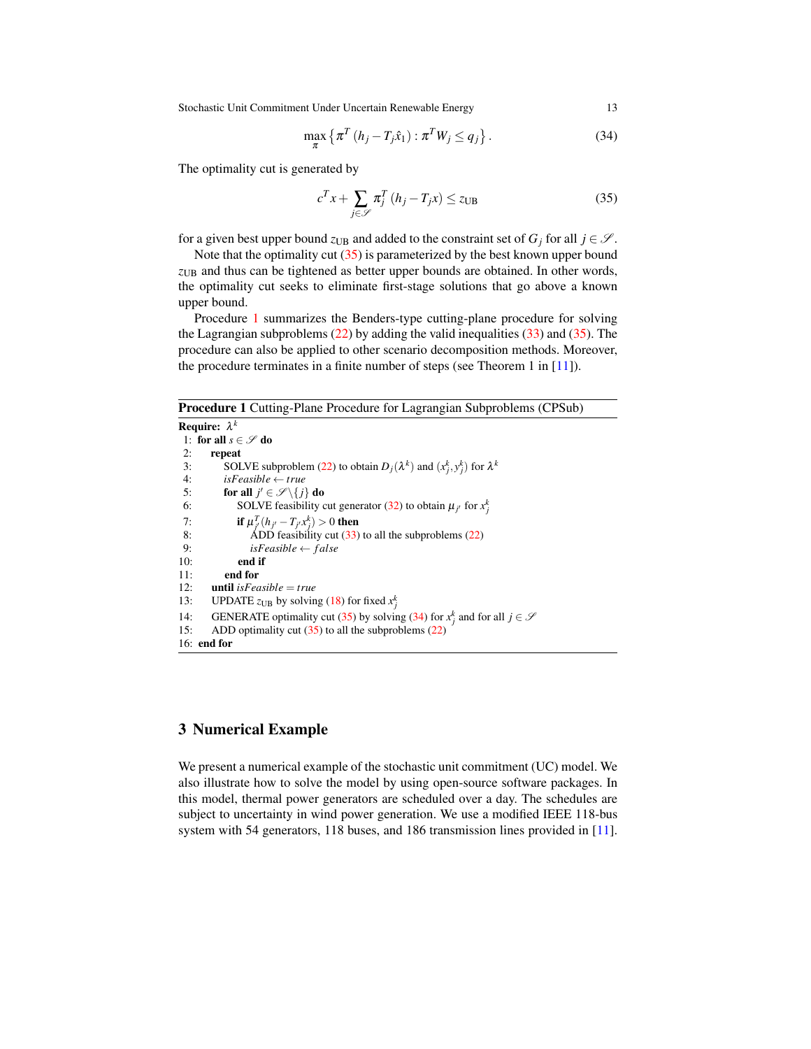$$\max_{\pi} \left\{ \pi^T \left( h_j - T_j \hat{x}_1 \right) : \pi^T W_j \leq q_j \right\}. \tag{34}$$

The optimality cut is generated by

$$c^T x + \sum_{j \in \mathscr{S}} \pi_j^T \left( h_j - T_j x \right) \leq z_{\text{UB}} \tag{35}$$

for a given best upper bound $z_{\text{UB}}$ and added to the constraint set of $G_j$ for all $j \in \mathscr{S}$.

Note that the optimality cut (35) is parameterized by the best known upper bound $z_{\text{UB}}$ and thus can be tightened as better upper bounds are obtained. In other words, the optimality cut seeks to eliminate first-stage solutions that go above a known upper bound.

Procedure 1 summarizes the Benders-type cutting-plane procedure for solving the Lagrangian subproblems (22) by adding the valid inequalities (33) and (35). The procedure can also be applied to other scenario decomposition methods. Moreover, the procedure terminates in a finite number of steps (see Theorem 1 in [11]).

**Procedure 1** Cutting-Plane Procedure for Lagrangian Subproblems (CPSub)

**Require:** $\lambda^k$

1: **for all** $s \in \mathscr{S}$ **do**
2: &nbsp;&nbsp;&nbsp;&nbsp;**repeat**
3: &nbsp;&nbsp;&nbsp;&nbsp;&nbsp;&nbsp;&nbsp;&nbsp;SOLVE subproblem (22) to obtain $D_j(\lambda^k)$ and $(x_j^k, y_j^k)$ for $\lambda^k$
4: &nbsp;&nbsp;&nbsp;&nbsp;&nbsp;&nbsp;&nbsp;&nbsp;*isFeasible* $\leftarrow$ *true*
5: &nbsp;&nbsp;&nbsp;&nbsp;&nbsp;&nbsp;&nbsp;&nbsp;**for all** $j' \in \mathscr{S} \setminus \{j\}$ **do**
6: &nbsp;&nbsp;&nbsp;&nbsp;&nbsp;&nbsp;&nbsp;&nbsp;&nbsp;&nbsp;&nbsp;&nbsp;SOLVE feasibility cut generator (32) to obtain $\mu_{j'}$ for $x_j^k$
7: &nbsp;&nbsp;&nbsp;&nbsp;&nbsp;&nbsp;&nbsp;&nbsp;&nbsp;&nbsp;&nbsp;&nbsp;**if** $\mu_{j'}^T (h_{j'} - T_{j'} x_j^k) > 0$ **then**
8: &nbsp;&nbsp;&nbsp;&nbsp;&nbsp;&nbsp;&nbsp;&nbsp;&nbsp;&nbsp;&nbsp;&nbsp;&nbsp;&nbsp;&nbsp;&nbsp;ADD feasibility cut (33) to all the subproblems (22)
9: &nbsp;&nbsp;&nbsp;&nbsp;&nbsp;&nbsp;&nbsp;&nbsp;&nbsp;&nbsp;&nbsp;&nbsp;&nbsp;&nbsp;&nbsp;&nbsp;*isFeasible* $\leftarrow$ *false*
10: &nbsp;&nbsp;&nbsp;&nbsp;&nbsp;&nbsp;&nbsp;&nbsp;&nbsp;&nbsp;&nbsp;**end if**
11: &nbsp;&nbsp;&nbsp;&nbsp;&nbsp;&nbsp;&nbsp;**end for**
12: &nbsp;&nbsp;&nbsp;**until** *isFeasible* $=$ *true*
13: &nbsp;&nbsp;&nbsp;UPDATE $z_{\text{UB}}$ by solving (18) for fixed $x_j^k$
14: &nbsp;&nbsp;&nbsp;GENERATE optimality cut (35) by solving (34) for $x_j^k$ and for all $j \in \mathscr{S}$
15: &nbsp;&nbsp;&nbsp;ADD optimality cut (35) to all the subproblems (22)
16: **end for**

## 3 Numerical Example

We present a numerical example of the stochastic unit commitment (UC) model. We also illustrate how to solve the model by using open-source software packages. In this model, thermal power generators are scheduled over a day. The schedules are subject to uncertainty in wind power generation. We use a modified IEEE 118-bus system with 54 generators, 118 buses, and 186 transmission lines provided in [11].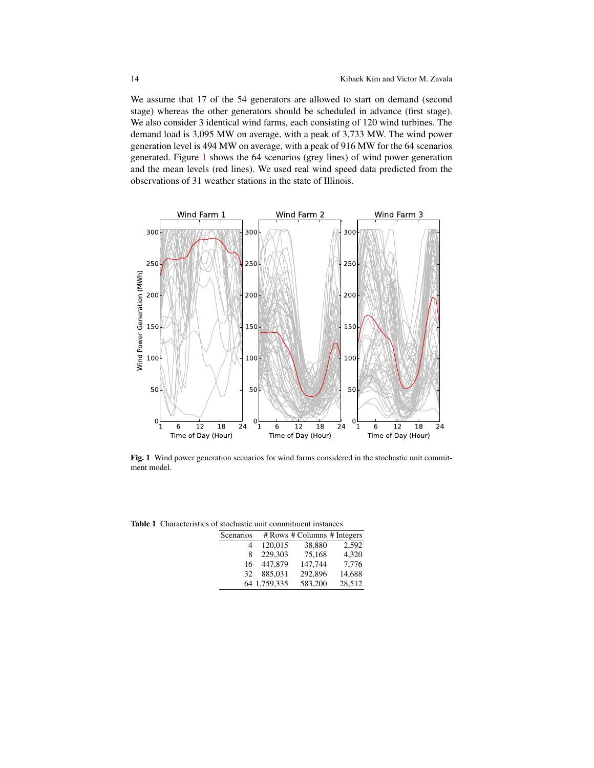We assume that 17 of the 54 generators are allowed to start on demand (second stage) whereas the other generators should be scheduled in advance (first stage). We also consider 3 identical wind farms, each consisting of 120 wind turbines. The demand load is 3,095 MW on average, with a peak of 3,733 MW. The wind power generation level is 494 MW on average, with a peak of 916 MW for the 64 scenarios generated. Figure 1 shows the 64 scenarios (grey lines) of wind power generation and the mean levels (red lines). We used real wind speed data predicted from the observations of 31 weather stations in the state of Illinois.

**Fig. 1** Wind power generation scenarios for wind farms considered in the stochastic unit commitment model.

**Table 1** Characteristics of stochastic unit commitment instances

| Scenarios | # Rows | # Columns | # Integers |
|---|---|---|---|
| 4 | 120,015 | 38,880 | 2,592 |
| 8 | 229,303 | 75,168 | 4,320 |
| 16 | 447,879 | 147,744 | 7,776 |
| 32 | 885,031 | 292,896 | 14,688 |
| 64 | 1,759,335 | 583,200 | 28,512 |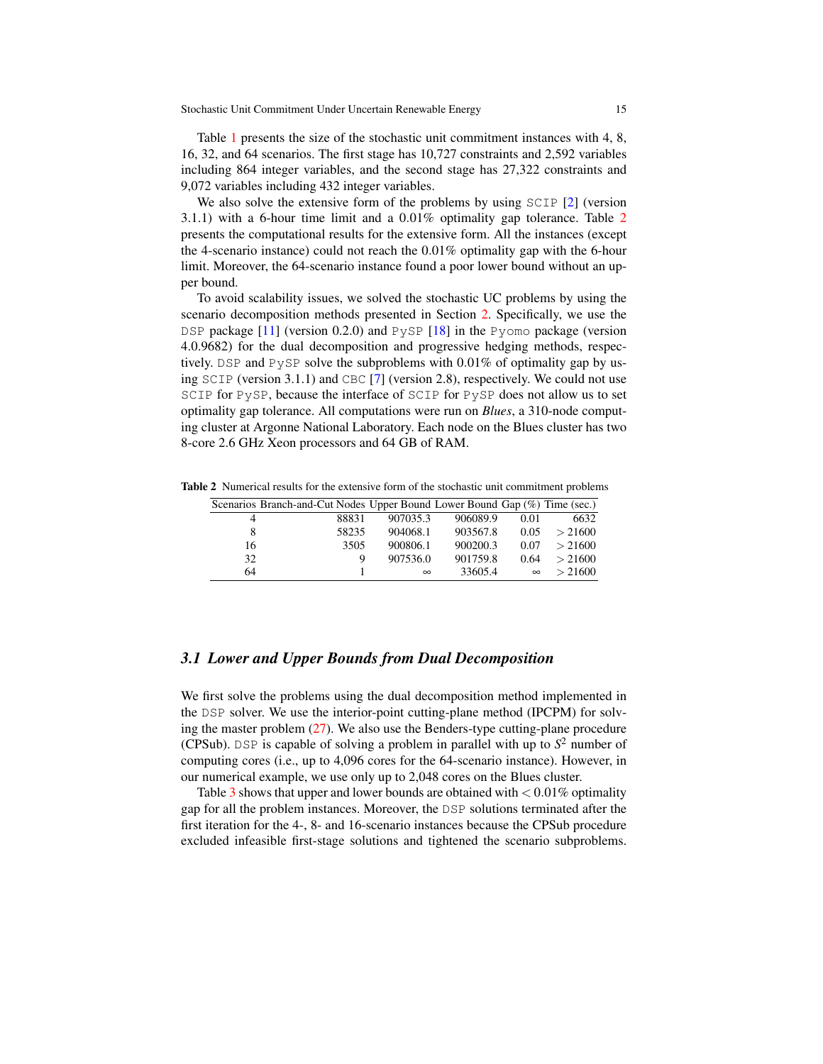Table 1 presents the size of the stochastic unit commitment instances with 4, 8, 16, 32, and 64 scenarios. The first stage has 10,727 constraints and 2,592 variables including 864 integer variables, and the second stage has 27,322 constraints and 9,072 variables including 432 integer variables.

We also solve the extensive form of the problems by using SCIP [2] (version 3.1.1) with a 6-hour time limit and a 0.01% optimality gap tolerance. Table 2 presents the computational results for the extensive form. All the instances (except the 4-scenario instance) could not reach the 0.01% optimality gap with the 6-hour limit. Moreover, the 64-scenario instance found a poor lower bound without an upper bound.

To avoid scalability issues, we solved the stochastic UC problems by using the scenario decomposition methods presented in Section 2. Specifically, we use the DSP package [11] (version 0.2.0) and PySP [18] in the Pyomo package (version 4.0.9682) for the dual decomposition and progressive hedging methods, respectively. DSP and PySP solve the subproblems with 0.01% of optimality gap by using SCIP (version 3.1.1) and CBC [7] (version 2.8), respectively. We could not use SCIP for PySP, because the interface of SCIP for PySP does not allow us to set optimality gap tolerance. All computations were run on *Blues*, a 310-node computing cluster at Argonne National Laboratory. Each node on the Blues cluster has two 8-core 2.6 GHz Xeon processors and 64 GB of RAM.

**Table 2** Numerical results for the extensive form of the stochastic unit commitment problems

| Scenarios | Branch-and-Cut Nodes | Upper Bound | Lower Bound | Gap (%) | Time (sec.) |
|---|---|---|---|---|---|
| 4 | 88831 | 907035.3 | 906089.9 | 0.01 | 6632 |
| 8 | 58235 | 904068.1 | 903567.8 | 0.05 | $> 21600$ |
| 16 | 3505 | 900806.1 | 900200.3 | 0.07 | $> 21600$ |
| 32 | 9 | 907536.0 | 901759.8 | 0.64 | $> 21600$ |
| 64 | 1 | $\infty$ | 33605.4 | $\infty$ | $> 21600$ |

### 3.1 Lower and Upper Bounds from Dual Decomposition

We first solve the problems using the dual decomposition method implemented in the DSP solver. We use the interior-point cutting-plane method (IPCPM) for solving the master problem (27). We also use the Benders-type cutting-plane procedure (CPSub). DSP is capable of solving a problem in parallel with up to $S^2$ number of computing cores (i.e., up to 4,096 cores for the 64-scenario instance). However, in our numerical example, we use only up to 2,048 cores on the Blues cluster.

Table 3 shows that upper and lower bounds are obtained with $< 0.01\%$ optimality gap for all the problem instances. Moreover, the DSP solutions terminated after the first iteration for the 4-, 8- and 16-scenario instances because the CPSub procedure excluded infeasible first-stage solutions and tightened the scenario subproblems.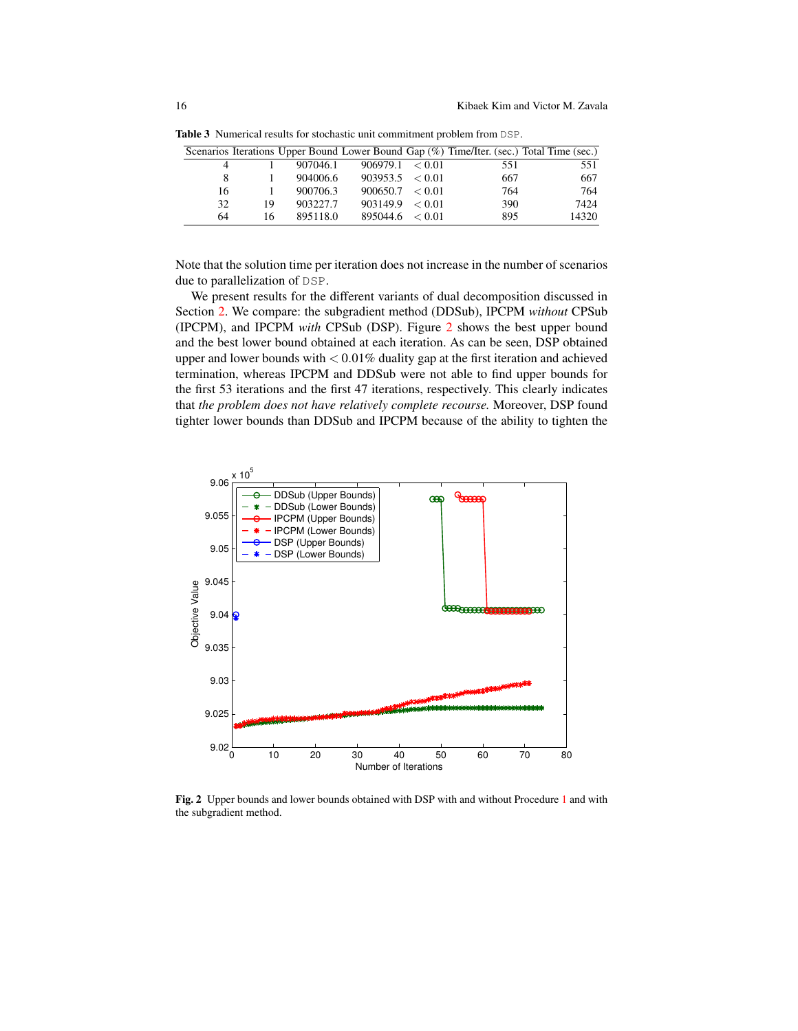**Table 3** Numerical results for stochastic unit commitment problem from DSP.

| Scenarios | Iterations | Upper Bound | Lower Bound | Gap (%) | Time/Iter. (sec.) | Total Time (sec.) |
|---|---|---|---|---|---|---|
| 4 | 1 | 907046.1 | 906979.1 | $< 0.01$ | 551 | 551 |
| 8 | 1 | 904006.6 | 903953.5 | $< 0.01$ | 667 | 667 |
| 16 | 1 | 900706.3 | 900650.7 | $< 0.01$ | 764 | 764 |
| 32 | 19 | 903227.7 | 903149.9 | $< 0.01$ | 390 | 7424 |
| 64 | 16 | 895118.0 | 895044.6 | $< 0.01$ | 895 | 14320 |

Note that the solution time per iteration does not increase in the number of scenarios due to parallelization of DSP.

We present results for the different variants of dual decomposition discussed in Section 2. We compare: the subgradient method (DDSub), IPCPM *without* CPSub (IPCPM), and IPCPM *with* CPSub (DSP). Figure 2 shows the best upper bound and the best lower bound obtained at each iteration. As can be seen, DSP obtained upper and lower bounds with $< 0.01\%$ duality gap at the first iteration and achieved termination, whereas IPCPM and DDSub were not able to find upper bounds for the first 53 iterations and the first 47 iterations, respectively. This clearly indicates that *the problem does not have relatively complete recourse.* Moreover, DSP found tighter lower bounds than DDSub and IPCPM because of the ability to tighten the

**Fig. 2** Upper bounds and lower bounds obtained with DSP with and without Procedure 1 and with the subgradient method.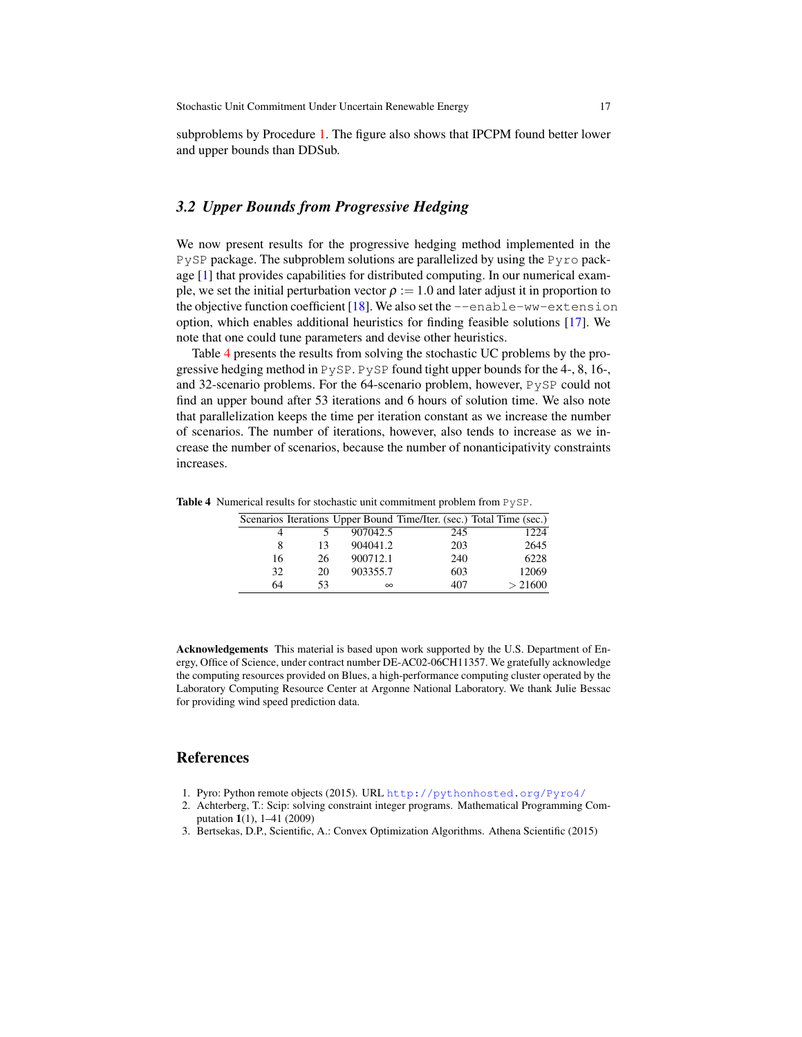subproblems by Procedure 1. The figure also shows that IPCPM found better lower and upper bounds than DDSub.

### 3.2 Upper Bounds from Progressive Hedging

We now present results for the progressive hedging method implemented in the `PySP` package. The subproblem solutions are parallelized by using the `Pyro` package [1] that provides capabilities for distributed computing. In our numerical example, we set the initial perturbation vector $\rho := 1.0$ and later adjust it in proportion to the objective function coefficient [18]. We also set the `--enable-ww-extension` option, which enables additional heuristics for finding feasible solutions [17]. We note that one could tune parameters and devise other heuristics.

Table 4 presents the results from solving the stochastic UC problems by the progressive hedging method in `PySP`. `PySP` found tight upper bounds for the 4-, 8, 16-, and 32-scenario problems. For the 64-scenario problem, however, `PySP` could not find an upper bound after 53 iterations and 6 hours of solution time. We also note that parallelization keeps the time per iteration constant as we increase the number of scenarios. The number of iterations, however, also tends to increase as we increase the number of scenarios, because the number of nonanticipativity constraints increases.

**Table 4** Numerical results for stochastic unit commitment problem from `PySP`.

| Scenarios | Iterations | Upper Bound | Time/Iter. (sec.) | Total Time (sec.) |
|---|---|---|---|---|
| 4 | 5 | 907042.5 | 245 | 1224 |
| 8 | 13 | 904041.2 | 203 | 2645 |
| 16 | 26 | 900712.1 | 240 | 6228 |
| 32 | 20 | 903355.7 | 603 | 12069 |
| 64 | 53 | $\infty$ | 407 | $> 21600$ |

**Acknowledgements** This material is based upon work supported by the U.S. Department of Energy, Office of Science, under contract number DE-AC02-06CH11357. We gratefully acknowledge the computing resources provided on Blues, a high-performance computing cluster operated by the Laboratory Computing Resource Center at Argonne National Laboratory. We thank Julie Bessac for providing wind speed prediction data.

## References

1. Pyro: Python remote objects (2015). URL http://pythonhosted.org/Pyro4/
2. Achterberg, T.: Scip: solving constraint integer programs. Mathematical Programming Computation **1**(1), 1–41 (2009)
3. Bertsekas, D.P., Scientific, A.: Convex Optimization Algorithms. Athena Scientific (2015)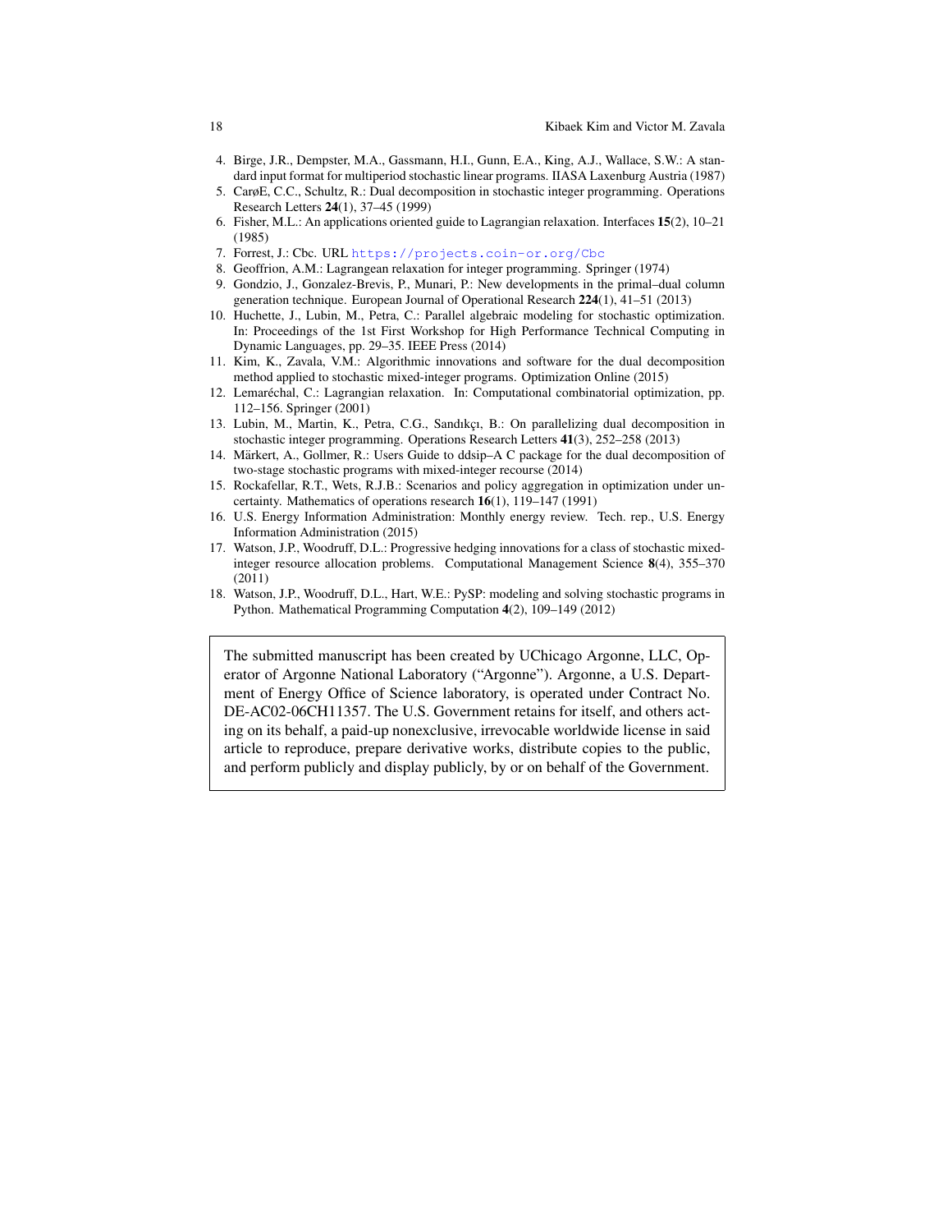4. Birge, J.R., Dempster, M.A., Gassmann, H.I., Gunn, E.A., King, A.J., Wallace, S.W.: A standard input format for multiperiod stochastic linear programs. IIASA Laxenburg Austria (1987)
5. CarøE, C.C., Schultz, R.: Dual decomposition in stochastic integer programming. Operations Research Letters **24**(1), 37–45 (1999)
6. Fisher, M.L.: An applications oriented guide to Lagrangian relaxation. Interfaces **15**(2), 10–21 (1985)
7. Forrest, J.: Cbc. URL https://projects.coin-or.org/Cbc
8. Geoffrion, A.M.: Lagrangean relaxation for integer programming. Springer (1974)
9. Gondzio, J., Gonzalez-Brevis, P., Munari, P.: New developments in the primal–dual column generation technique. European Journal of Operational Research **224**(1), 41–51 (2013)
10. Huchette, J., Lubin, M., Petra, C.: Parallel algebraic modeling for stochastic optimization. In: Proceedings of the 1st First Workshop for High Performance Technical Computing in Dynamic Languages, pp. 29–35. IEEE Press (2014)
11. Kim, K., Zavala, V.M.: Algorithmic innovations and software for the dual decomposition method applied to stochastic mixed-integer programs. Optimization Online (2015)
12. Lemaréchal, C.: Lagrangian relaxation. In: Computational combinatorial optimization, pp. 112–156. Springer (2001)
13. Lubin, M., Martin, K., Petra, C.G., Sandıkçı, B.: On parallelizing dual decomposition in stochastic integer programming. Operations Research Letters **41**(3), 252–258 (2013)
14. Märkert, A., Gollmer, R.: Users Guide to ddsip–A C package for the dual decomposition of two-stage stochastic programs with mixed-integer recourse (2014)
15. Rockafellar, R.T., Wets, R.J.B.: Scenarios and policy aggregation in optimization under uncertainty. Mathematics of operations research **16**(1), 119–147 (1991)
16. U.S. Energy Information Administration: Monthly energy review. Tech. rep., U.S. Energy Information Administration (2015)
17. Watson, J.P., Woodruff, D.L.: Progressive hedging innovations for a class of stochastic mixed-integer resource allocation problems. Computational Management Science **8**(4), 355–370 (2011)
18. Watson, J.P., Woodruff, D.L., Hart, W.E.: PySP: modeling and solving stochastic programs in Python. Mathematical Programming Computation **4**(2), 109–149 (2012)

The submitted manuscript has been created by UChicago Argonne, LLC, Operator of Argonne National Laboratory ("Argonne"). Argonne, a U.S. Department of Energy Office of Science laboratory, is operated under Contract No. DE-AC02-06CH11357. The U.S. Government retains for itself, and others acting on its behalf, a paid-up nonexclusive, irrevocable worldwide license in said article to reproduce, prepare derivative works, distribute copies to the public, and perform publicly and display publicly, by or on behalf of the Government.